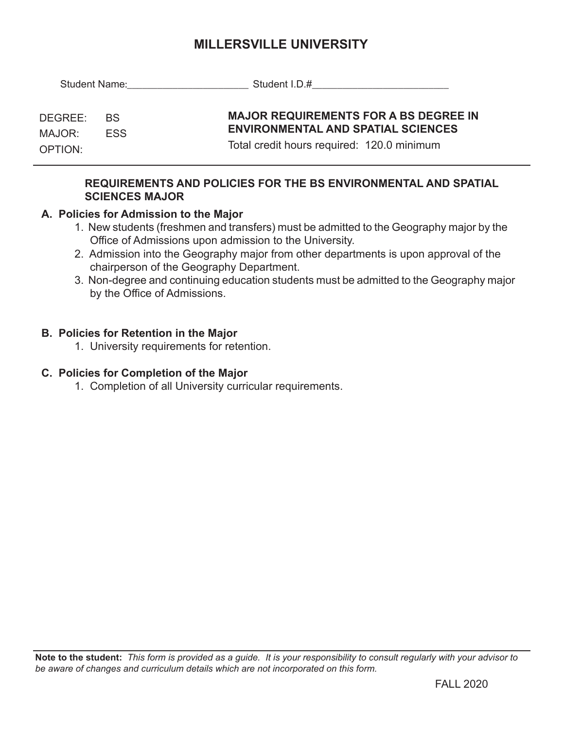# MILLERSVILLE UNIVERSITY

Student Name:______________________ Student I.D.#_________________________

DEGREE: BS
MAJOR: ESS
OPTION:

**MAJOR REQUIREMENTS FOR A BS DEGREE IN ENVIRONMENTAL AND SPATIAL SCIENCES**

Total credit hours required: 120.0 minimum

---

## REQUIREMENTS AND POLICIES FOR THE BS ENVIRONMENTAL AND SPATIAL SCIENCES MAJOR

### A. Policies for Admission to the Major

1. New students (freshmen and transfers) must be admitted to the Geography major by the Office of Admissions upon admission to the University.
2. Admission into the Geography major from other departments is upon approval of the chairperson of the Geography Department.
3. Non-degree and continuing education students must be admitted to the Geography major by the Office of Admissions.

### B. Policies for Retention in the Major

1. University requirements for retention.

### C. Policies for Completion of the Major

1. Completion of all University curricular requirements.

---

**Note to the student:** *This form is provided as a guide. It is your responsibility to consult regularly with your advisor to be aware of changes and curriculum details which are not incorporated on this form.*

FALL 2020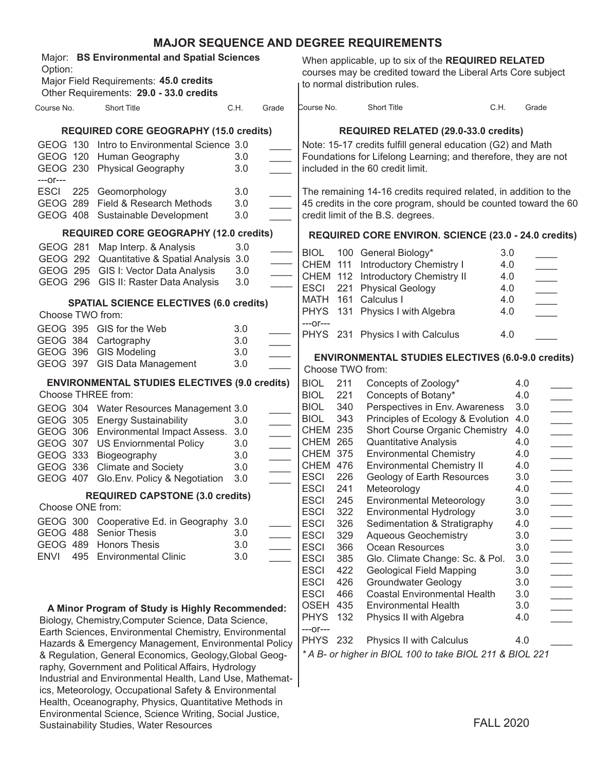# MAJOR SEQUENCE AND DEGREE REQUIREMENTS

Major: **BS Environmental and Spatial Sciences**
Option:
Major Field Requirements: **45.0 credits**
Other Requirements: **29.0 - 33.0 credits**

| Course No. | Short Title | C.H. | Grade |
|---|---|---|---|
| **REQUIRED CORE GEOGRAPHY (15.0 credits)** | | | |
| GEOG 130 | Intro to Environmental Science | 3.0 | ____ |
| GEOG 120 | Human Geography | 3.0 | ____ |
| GEOG 230 | Physical Geography | 3.0 | ____ |
| ---or--- | | | |
| ESCI 225 | Geomorphology | 3.0 | ____ |
| GEOG 289 | Field & Research Methods | 3.0 | ____ |
| GEOG 408 | Sustainable Development | 3.0 | ____ |
| **REQUIRED CORE GEOGRAPHY (12.0 credits)** | | | |
| GEOG 281 | Map Interp. & Analysis | 3.0 | ____ |
| GEOG 292 | Quantitative & Spatial Analysis | 3.0 | ____ |
| GEOG 295 | GIS I: Vector Data Analysis | 3.0 | ____ |
| GEOG 296 | GIS II: Raster Data Analysis | 3.0 | ____ |
| **SPATIAL SCIENCE ELECTIVES (6.0 credits)** | | | |
| Choose TWO from: | | | |
| GEOG 395 | GIS for the Web | 3.0 | ____ |
| GEOG 384 | Cartography | 3.0 | ____ |
| GEOG 396 | GIS Modeling | 3.0 | ____ |
| GEOG 397 | GIS Data Management | 3.0 | ____ |
| **ENVIRONMENTAL STUDIES ELECTIVES (9.0 credits)** | | | |
| Choose THREE from: | | | |
| GEOG 304 | Water Resources Management | 3.0 | ____ |
| GEOG 305 | Energy Sustainability | 3.0 | ____ |
| GEOG 306 | Environmental Impact Assess. | 3.0 | ____ |
| GEOG 307 | US Enviornmental Policy | 3.0 | ____ |
| GEOG 333 | Biogeography | 3.0 | ____ |
| GEOG 336 | Climate and Society | 3.0 | ____ |
| GEOG 407 | Glo.Env. Policy & Negotiation | 3.0 | ____ |
| **REQUIRED CAPSTONE (3.0 credits)** | | | |
| Choose ONE from: | | | |
| GEOG 300 | Cooperative Ed. in Geography | 3.0 | ____ |
| GEOG 488 | Senior Thesis | 3.0 | ____ |
| GEOG 489 | Honors Thesis | 3.0 | ____ |
| ENVI 495 | Environmental Clinic | 3.0 | ____ |

**A Minor Program of Study is Highly Recommended:**
Biology, Chemistry,Computer Science, Data Science, Earth Sciences, Environmental Chemistry, Environmental Hazards & Emergency Management, Environmental Policy & Regulation, General Economics, Geology,Global Geography, Government and Political Affairs, Hydrology Industrial and Environmental Health, Land Use, Mathematics, Meteorology, Occupational Safety & Environmental Health, Oceanography, Physics, Quantitative Methods in Environmental Science, Science Writing, Social Justice, Sustainability Studies, Water Resources

When applicable, up to six of the **REQUIRED RELATED** courses may be credited toward the Liberal Arts Core subject to normal distribution rules.

**REQUIRED RELATED (29.0-33.0 credits)**

Note: 15-17 credits fulfill general education (G2) and Math Foundations for Lifelong Learning; and therefore, they are not included in the 60 credit limit.

The remaining 14-16 credits required related, in addition to the 45 credits in the core program, should be counted toward the 60 credit limit of the B.S. degrees.

| Course No. | Short Title | C.H. | Grade |
|---|---|---|---|
| **REQUIRED CORE ENVIRON. SCIENCE (23.0 - 24.0 credits)** | | | |
| BIOL 100 | General Biology* | 3.0 | ____ |
| CHEM 111 | Introductory Chemistry I | 4.0 | ____ |
| CHEM 112 | Introductory Chemistry II | 4.0 | ____ |
| ESCI 221 | Physical Geology | 4.0 | ____ |
| MATH 161 | Calculus I | 4.0 | ____ |
| PHYS 131 | Physics I with Algebra | 4.0 | ____ |
| ---or--- | | | |
| PHYS 231 | Physics I with Calculus | 4.0 | ____ |
| **ENVIRONMENTAL STUDIES ELECTIVES (6.0-9.0 credits)** | | | |
| Choose TWO from: | | | |
| BIOL 211 | Concepts of Zoology* | 4.0 | ____ |
| BIOL 221 | Concepts of Botany* | 4.0 | ____ |
| BIOL 340 | Perspectives in Env. Awareness | 3.0 | ____ |
| BIOL 343 | Principles of Ecology & Evolution | 4.0 | ____ |
| CHEM 235 | Short Course Organic Chemistry | 4.0 | ____ |
| CHEM 265 | Quantitative Analysis | 4.0 | ____ |
| CHEM 375 | Environmental Chemistry | 4.0 | ____ |
| CHEM 476 | Environmental Chemistry II | 4.0 | ____ |
| ESCI 226 | Geology of Earth Resources | 3.0 | ____ |
| ESCI 241 | Meteorology | 4.0 | ____ |
| ESCI 245 | Environmental Meteorology | 3.0 | ____ |
| ESCI 322 | Environmental Hydrology | 3.0 | ____ |
| ESCI 326 | Sedimentation & Stratigraphy | 4.0 | ____ |
| ESCI 329 | Aqueous Geochemistry | 3.0 | ____ |
| ESCI 366 | Ocean Resources | 3.0 | ____ |
| ESCI 385 | Glo. Climate Change: Sc. & Pol. | 3.0 | ____ |
| ESCI 422 | Geological Field Mapping | 3.0 | ____ |
| ESCI 426 | Groundwater Geology | 3.0 | ____ |
| ESCI 466 | Coastal Environmental Health | 3.0 | ____ |
| OSEH 435 | Environmental Health | 3.0 | ____ |
| PHYS 132 | Physics II with Algebra | 4.0 | ____ |
| ---or--- | | | |
| PHYS 232 | Physics II with Calculus | 4.0 | ____ |

*\* A B- or higher in BIOL 100 to take BIOL 211 & BIOL 221*

FALL 2020